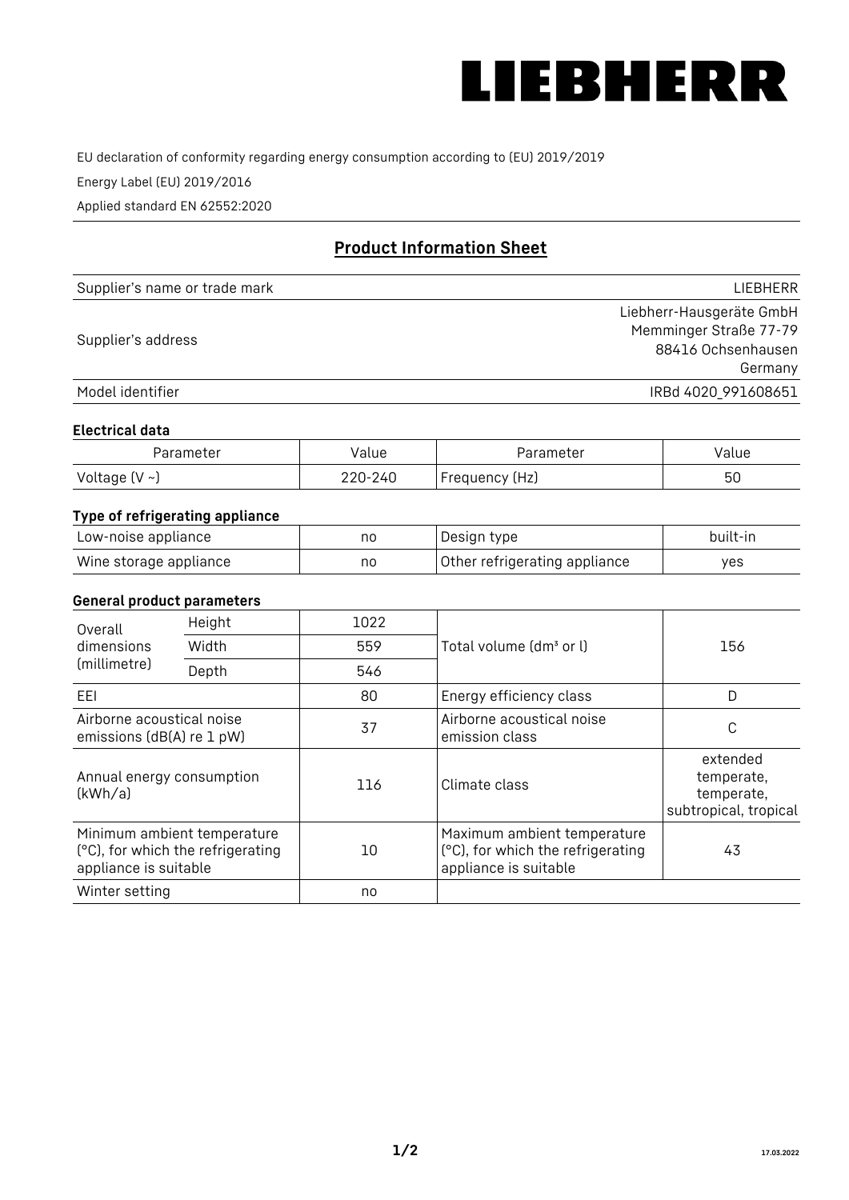# LIEBHERR

EU declaration of conformity regarding energy consumption according to (EU) 2019/2019

Energy Label (EU) 2019/2016

Applied standard EN 62552:2020

## Product Information Sheet

| Supplier's name or trade mark | LIEBHERR |
|---|---|
| Supplier's address | Liebherr-Hausgeräte GmbH<br>Memminger Straße 77-79<br>88416 Ochsenhausen<br>Germany |
| Model identifier | IRBd 4020_991608651 |

### Electrical data

| Parameter | Value | Parameter | Value |
|---|---|---|---|
| Voltage (V ~) | 220-240 | Frequency (Hz) | 50 |

### Type of refrigerating appliance

| Low-noise appliance | no | Design type | built-in |
|---|---|---|---|
| Wine storage appliance | no | Other refrigerating appliance | yes |

### General product parameters

| Overall dimensions (millimetre) | Height | 1022 | Total volume (dm³ or l) | 156 |
|---|---|---|---|---|
| | Width | 559 | | |
| | Depth | 546 | | |
| EEI | | 80 | Energy efficiency class | D |
| Airborne acoustical noise emissions (dB(A) re 1 pW) | | 37 | Airborne acoustical noise emission class | C |
| Annual energy consumption (kWh/a) | | 116 | Climate class | extended temperate, temperate, subtropical, tropical |
| Minimum ambient temperature (°C), for which the refrigerating appliance is suitable | | 10 | Maximum ambient temperature (°C), for which the refrigerating appliance is suitable | 43 |
| Winter setting | | no | | |

17.03.2022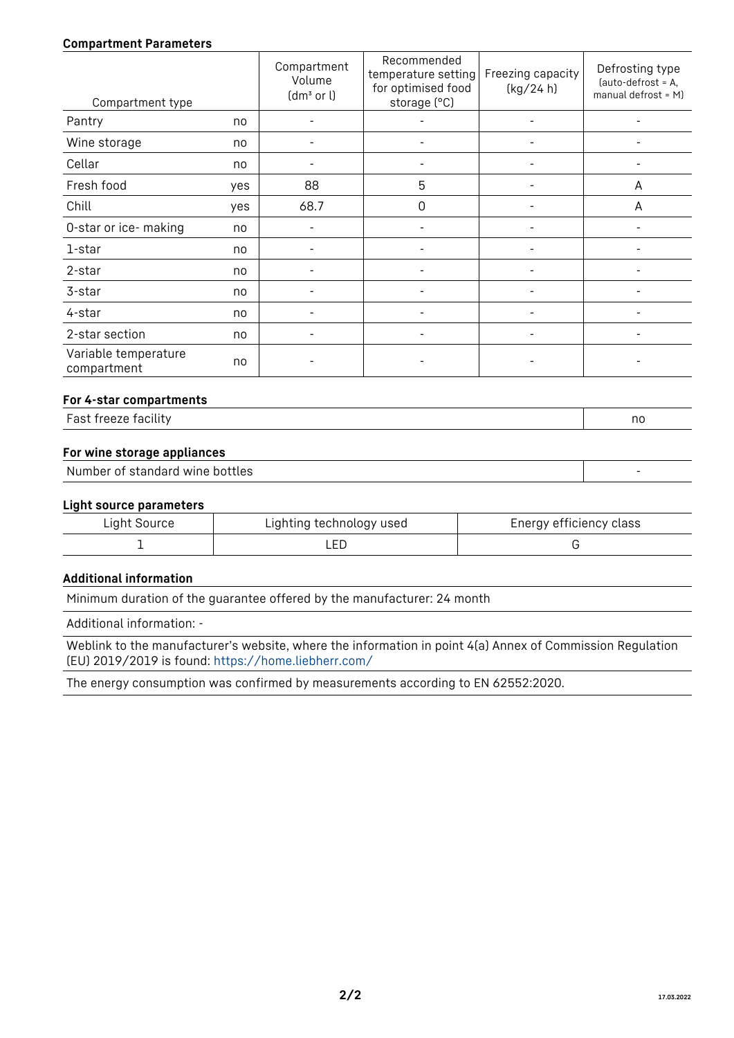**Compartment Parameters**

| Compartment type | | Compartment Volume (dm³ or l) | Recommended temperature setting for optimised food storage (°C) | Freezing capacity (kg/24 h) | Defrosting type (auto-defrost = A, manual defrost = M) |
|---|---|---|---|---|---|
| Pantry | no | - | - | - | - |
| Wine storage | no | - | - | - | - |
| Cellar | no | - | - | - | - |
| Fresh food | yes | 88 | 5 | - | A |
| Chill | yes | 68.7 | 0 | - | A |
| 0-star or ice- making | no | - | - | - | - |
| 1-star | no | - | - | - | - |
| 2-star | no | - | - | - | - |
| 3-star | no | - | - | - | - |
| 4-star | no | - | - | - | - |
| 2-star section | no | - | - | - | - |
| Variable temperature compartment | no | - | - | - | - |

**For 4-star compartments**

| | |
|---|---|
| Fast freeze facility | no |

**For wine storage appliances**

| | |
|---|---|
| Number of standard wine bottles | - |

**Light source parameters**

| Light Source | Lighting technology used | Energy efficiency class |
|---|---|---|
| 1 | LED | G |

**Additional information**

Minimum duration of the guarantee offered by the manufacturer: 24 month

Additional information: -

Weblink to the manufacturer's website, where the information in point 4(a) Annex of Commission Regulation (EU) 2019/2019 is found: https://home.liebherr.com/

The energy consumption was confirmed by measurements according to EN 62552:2020.

17.03.2022